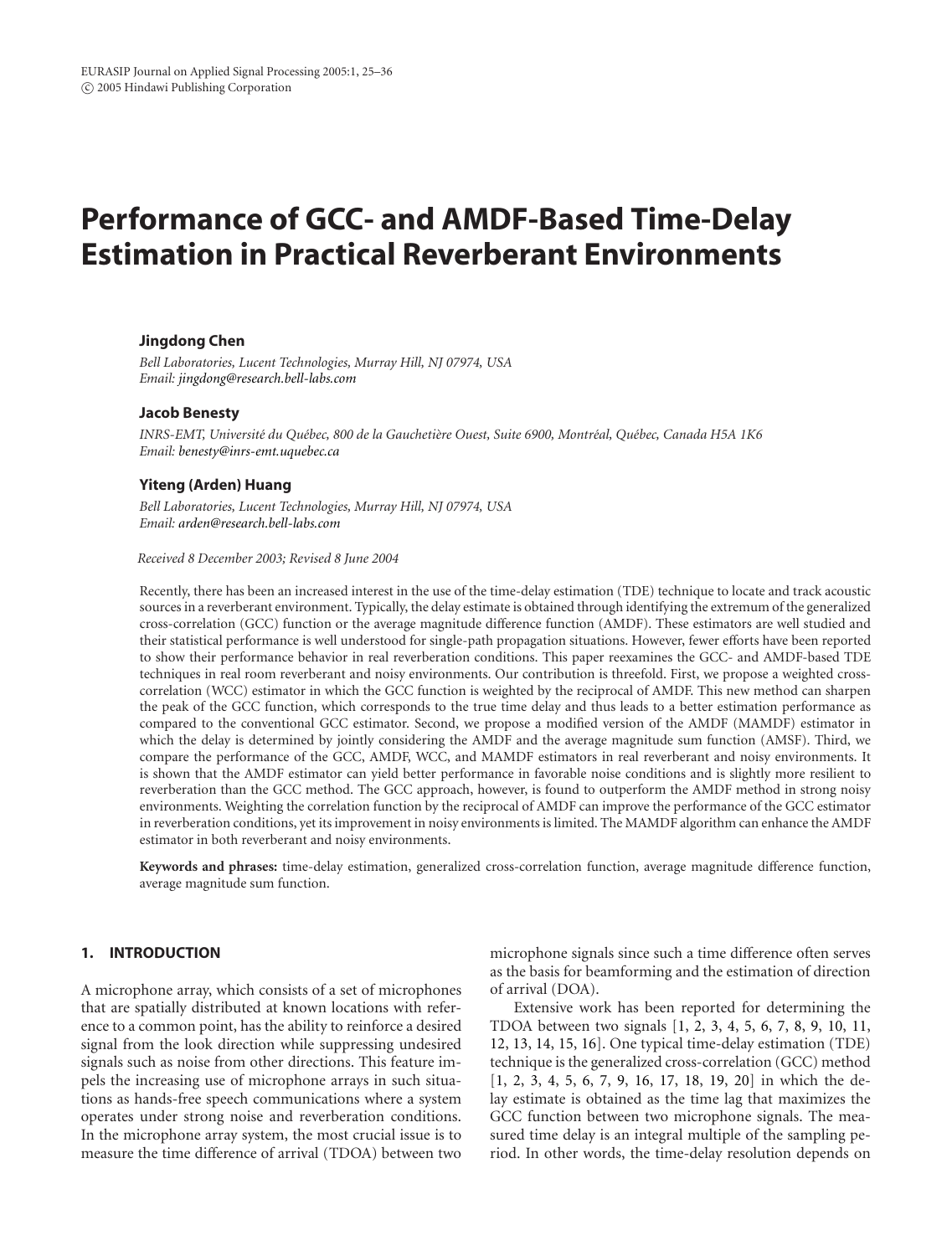# Performance of GCC- and AMDF-Based Time-Delay Estimation in Practical Reverberant Environments

**Jingdong Chen**

*Bell Laboratories, Lucent Technologies, Murray Hill, NJ 07974, USA*
*Email: jingdong@research.bell-labs.com*

**Jacob Benesty**

*INRS-EMT, Université du Québec, 800 de la Gauchetière Ouest, Suite 6900, Montréal, Québec, Canada H5A 1K6*
*Email: benesty@inrs-emt.uquebec.ca*

**Yiteng (Arden) Huang**

*Bell Laboratories, Lucent Technologies, Murray Hill, NJ 07974, USA*
*Email: arden@research.bell-labs.com*

*Received 8 December 2003; Revised 8 June 2004*

Recently, there has been an increased interest in the use of the time-delay estimation (TDE) technique to locate and track acoustic sources in a reverberant environment. Typically, the delay estimate is obtained through identifying the extremum of the generalized cross-correlation (GCC) function or the average magnitude difference function (AMDF). These estimators are well studied and their statistical performance is well understood for single-path propagation situations. However, fewer efforts have been reported to show their performance behavior in real reverberation conditions. This paper reexamines the GCC- and AMDF-based TDE techniques in real room reverberant and noisy environments. Our contribution is threefold. First, we propose a weighted cross-correlation (WCC) estimator in which the GCC function is weighted by the reciprocal of AMDF. This new method can sharpen the peak of the GCC function, which corresponds to the true time delay and thus leads to a better estimation performance as compared to the conventional GCC estimator. Second, we propose a modified version of the AMDF (MAMDF) estimator in which the delay is determined by jointly considering the AMDF and the average magnitude sum function (AMSF). Third, we compare the performance of the GCC, AMDF, WCC, and MAMDF estimators in real reverberant and noisy environments. It is shown that the AMDF estimator can yield better performance in favorable noise conditions and is slightly more resilient to reverberation than the GCC method. The GCC approach, however, is found to outperform the AMDF method in strong noisy environments. Weighting the correlation function by the reciprocal of AMDF can improve the performance of the GCC estimator in reverberation conditions, yet its improvement in noisy environments is limited. The MAMDF algorithm can enhance the AMDF estimator in both reverberant and noisy environments.

**Keywords and phrases:** time-delay estimation, generalized cross-correlation function, average magnitude difference function, average magnitude sum function.

## 1. INTRODUCTION

A microphone array, which consists of a set of microphones that are spatially distributed at known locations with reference to a common point, has the ability to reinforce a desired signal from the look direction while suppressing undesired signals such as noise from other directions. This feature impels the increasing use of microphone arrays in such situations as hands-free speech communications where a system operates under strong noise and reverberation conditions. In the microphone array system, the most crucial issue is to measure the time difference of arrival (TDOA) between two microphone signals since such a time difference often serves as the basis for beamforming and the estimation of direction of arrival (DOA).

Extensive work has been reported for determining the TDOA between two signals [1, 2, 3, 4, 5, 6, 7, 8, 9, 10, 11, 12, 13, 14, 15, 16]. One typical time-delay estimation (TDE) technique is the generalized cross-correlation (GCC) method [1, 2, 3, 4, 5, 6, 7, 9, 16, 17, 18, 19, 20] in which the delay estimate is obtained as the time lag that maximizes the GCC function between two microphone signals. The measured time delay is an integral multiple of the sampling period. In other words, the time-delay resolution depends on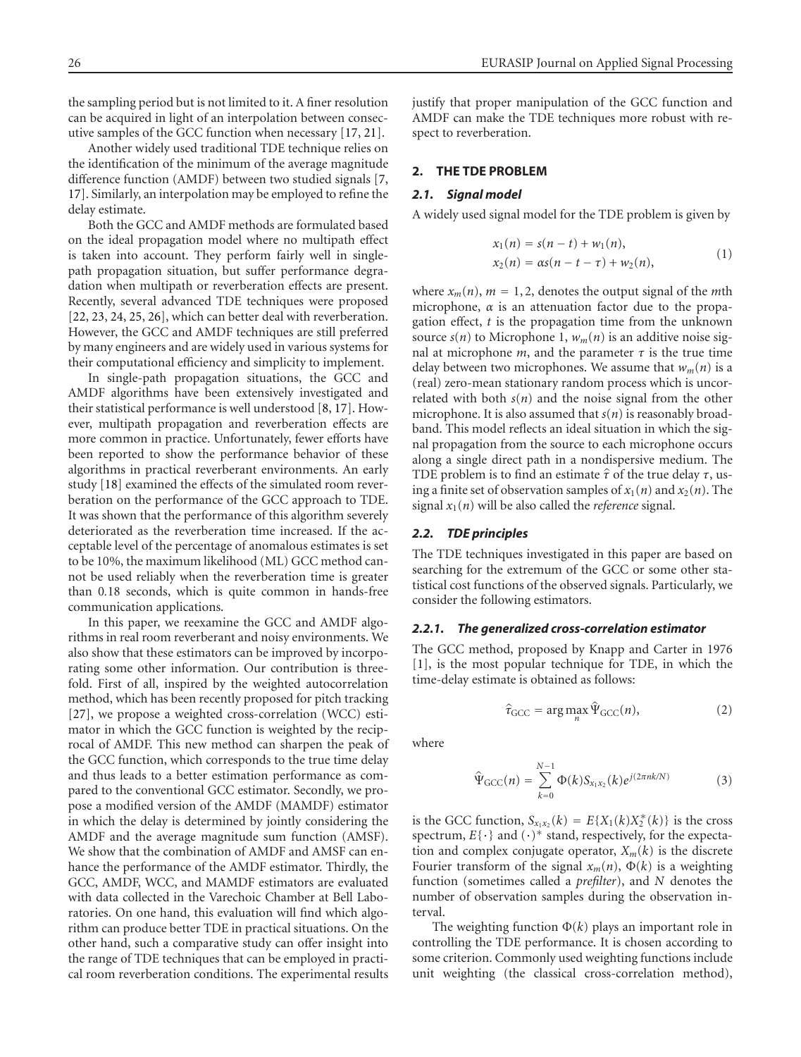the sampling period but is not limited to it. A finer resolution can be acquired in light of an interpolation between consecutive samples of the GCC function when necessary [17, 21].

Another widely used traditional TDE technique relies on the identification of the minimum of the average magnitude difference function (AMDF) between two studied signals [7, 17]. Similarly, an interpolation may be employed to refine the delay estimate.

Both the GCC and AMDF methods are formulated based on the ideal propagation model where no multipath effect is taken into account. They perform fairly well in single-path propagation situation, but suffer performance degradation when multipath or reverberation effects are present. Recently, several advanced TDE techniques were proposed [22, 23, 24, 25, 26], which can better deal with reverberation. However, the GCC and AMDF techniques are still preferred by many engineers and are widely used in various systems for their computational efficiency and simplicity to implement.

In single-path propagation situations, the GCC and AMDF algorithms have been extensively investigated and their statistical performance is well understood [8, 17]. However, multipath propagation and reverberation effects are more common in practice. Unfortunately, fewer efforts have been reported to show the performance behavior of these algorithms in practical reverberant environments. An early study [18] examined the effects of the simulated room reverberation on the performance of the GCC approach to TDE. It was shown that the performance of this algorithm severely deteriorated as the reverberation time increased. If the acceptable level of the percentage of anomalous estimates is set to be 10%, the maximum likelihood (ML) GCC method cannot be used reliably when the reverberation time is greater than 0.18 seconds, which is quite common in hands-free communication applications.

In this paper, we reexamine the GCC and AMDF algorithms in real room reverberant and noisy environments. We also show that these estimators can be improved by incorporating some other information. Our contribution is threefold. First of all, inspired by the weighted autocorrelation method, which has been recently proposed for pitch tracking [27], we propose a weighted cross-correlation (WCC) estimator in which the GCC function is weighted by the reciprocal of AMDF. This new method can sharpen the peak of the GCC function, which corresponds to the true time delay and thus leads to a better estimation performance as compared to the conventional GCC estimator. Secondly, we propose a modified version of the AMDF (MAMDF) estimator in which the delay is determined by jointly considering the AMDF and the average magnitude sum function (AMSF). We show that the combination of AMDF and AMSF can enhance the performance of the AMDF estimator. Thirdly, the GCC, AMDF, WCC, and MAMDF estimators are evaluated with data collected in the Varechoic Chamber at Bell Laboratories. On one hand, this evaluation will find which algorithm can produce better TDE in practical situations. On the other hand, such a comparative study can offer insight into the range of TDE techniques that can be employed in practical room reverberation conditions. The experimental results justify that proper manipulation of the GCC function and AMDF can make the TDE techniques more robust with respect to reverberation.

## 2. THE TDE PROBLEM

### 2.1. Signal model

A widely used signal model for the TDE problem is given by

$$
\begin{aligned}
x_1(n) &= s(n-t) + w_1(n), \\
x_2(n) &= \alpha s(n-t-\tau) + w_2(n),
\end{aligned}
\tag{1}
$$

where $x_m(n)$, $m = 1, 2$, denotes the output signal of the $m$th microphone, $\alpha$ is an attenuation factor due to the propagation effect, $t$ is the propagation time from the unknown source $s(n)$ to Microphone 1, $w_m(n)$ is an additive noise signal at microphone $m$, and the parameter $\tau$ is the true time delay between two microphones. We assume that $w_m(n)$ is a (real) zero-mean stationary random process which is uncorrelated with both $s(n)$ and the noise signal from the other microphone. It is also assumed that $s(n)$ is reasonably broadband. This model reflects an ideal situation in which the signal propagation from the source to each microphone occurs along a single direct path in a nondispersive medium. The TDE problem is to find an estimate $\hat{\tau}$ of the true delay $\tau$, using a finite set of observation samples of $x_1(n)$ and $x_2(n)$. The signal $x_1(n)$ will be also called the *reference* signal.

### 2.2. TDE principles

The TDE techniques investigated in this paper are based on searching for the extremum of the GCC or some other statistical cost functions of the observed signals. Particularly, we consider the following estimators.

#### 2.2.1. The generalized cross-correlation estimator

The GCC method, proposed by Knapp and Carter in 1976 [1], is the most popular technique for TDE, in which the time-delay estimate is obtained as follows:

$$
\hat{\tau}_{\text{GCC}} = \arg\max_n \hat{\Psi}_{\text{GCC}}(n),
\tag{2}
$$

where

$$
\hat{\Psi}_{\text{GCC}}(n) = \sum_{k=0}^{N-1} \Phi(k) S_{x_1 x_2}(k) e^{j(2\pi nk/N)}
\tag{3}
$$

is the GCC function, $S_{x_1 x_2}(k) = E\{X_1(k)X_2^*(k)\}$ is the cross spectrum, $E\{\cdot\}$ and $(\cdot)^*$ stand, respectively, for the expectation and complex conjugate operator, $X_m(k)$ is the discrete Fourier transform of the signal $x_m(n)$, $\Phi(k)$ is a weighting function (sometimes called a *prefilter*), and $N$ denotes the number of observation samples during the observation interval.

The weighting function $\Phi(k)$ plays an important role in controlling the TDE performance. It is chosen according to some criterion. Commonly used weighting functions include unit weighting (the classical cross-correlation method),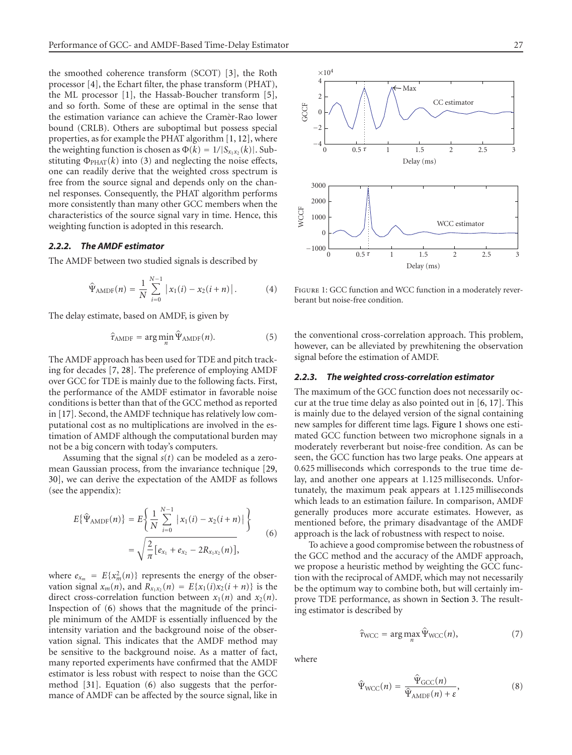the smoothed coherence transform (SCOT) [3], the Roth processor [4], the Echart filter, the phase transform (PHAT), the ML processor [1], the Hassab-Boucher transform [5], and so forth. Some of these are optimal in the sense that the estimation variance can achieve the Cramèr-Rao lower bound (CRLB). Others are suboptimal but possess special properties, as for example the PHAT algorithm [1, 12], where the weighting function is chosen as $\Phi(k) = 1/|S_{x_1x_2}(k)|$. Substituting $\Phi_{\text{PHAT}}(k)$ into (3) and neglecting the noise effects, one can readily derive that the weighted cross spectrum is free from the source signal and depends only on the channel responses. Consequently, the PHAT algorithm performs more consistently than many other GCC members when the characteristics of the source signal vary in time. Hence, this weighting function is adopted in this research.

#### 2.2.2. The AMDF estimator

The AMDF between two studied signals is described by

$$\hat{\Psi}_{\text{AMDF}}(n) = \frac{1}{N} \sum_{i=0}^{N-1} |x_1(i) - x_2(i+n)|. \tag{4}$$

The delay estimate, based on AMDF, is given by

$$\hat{\tau}_{\text{AMDF}} = \arg\min_n \hat{\Psi}_{\text{AMDF}}(n). \tag{5}$$

The AMDF approach has been used for TDE and pitch tracking for decades [7, 28]. The preference of employing AMDF over GCC for TDE is mainly due to the following facts. First, the performance of the AMDF estimator in favorable noise conditions is better than that of the GCC method as reported in [17]. Second, the AMDF technique has relatively low computational cost as no multiplications are involved in the estimation of AMDF although the computational burden may not be a big concern with today's computers.

Assuming that the signal $s(t)$ can be modeled as a zero-mean Gaussian process, from the invariance technique [29, 30], we can derive the expectation of the AMDF as follows (see the appendix):

$$\begin{aligned} E\{\hat{\Psi}_{\text{AMDF}}(n)\} &= E\left\{ \frac{1}{N} \sum_{i=0}^{N-1} |x_1(i) - x_2(i+n)| \right\} \\ &= \sqrt{\frac{2}{\pi}\left[e_{x_1} + e_{x_2} - 2R_{x_1x_2}(n)\right]}, \end{aligned} \tag{6}$$

where $e_{x_m} = E\{x_m^2(n)\}$ represents the energy of the observation signal $x_m(n)$, and $R_{x_1x_2}(n) = E\{x_1(i)x_2(i+n)\}$ is the direct cross-correlation function between $x_1(n)$ and $x_2(n)$. Inspection of (6) shows that the magnitude of the principle minimum of the AMDF is essentially influenced by the intensity variation and the background noise of the observation signal. This indicates that the AMDF method may be sensitive to the background noise. As a matter of fact, many reported experiments have confirmed that the AMDF estimator is less robust with respect to noise than the GCC method [31]. Equation (6) also suggests that the performance of AMDF can be affected by the source signal, like in the conventional cross-correlation approach. This problem, however, can be alleviated by prewhitening the observation signal before the estimation of AMDF.

Figure 1: GCC function and WCC function in a moderately reverberant but noise-free condition.

#### 2.2.3. The weighted cross-correlation estimator

The maximum of the GCC function does not necessarily occur at the true time delay as also pointed out in [6, 17]. This is mainly due to the delayed version of the signal containing new samples for different time lags. Figure 1 shows one estimated GCC function between two microphone signals in a moderately reverberant but noise-free condition. As can be seen, the GCC function has two large peaks. One appears at 0.625 milliseconds which corresponds to the true time delay, and another one appears at 1.125 milliseconds. Unfortunately, the maximum peak appears at 1.125 milliseconds which leads to an estimation failure. In comparison, AMDF generally produces more accurate estimates. However, as mentioned before, the primary disadvantage of the AMDF approach is the lack of robustness with respect to noise.

To achieve a good compromise between the robustness of the GCC method and the accuracy of the AMDF approach, we propose a heuristic method by weighting the GCC function with the reciprocal of AMDF, which may not necessarily be the optimum way to combine both, but will certainly improve TDE performance, as shown in Section 3. The resulting estimator is described by

$$\hat{\tau}_{\text{WCC}} = \arg\max_n \hat{\Psi}_{\text{WCC}}(n), \tag{7}$$

where

$$\hat{\Psi}_{\text{WCC}}(n) = \frac{\hat{\Psi}_{\text{GCC}}(n)}{\hat{\Psi}_{\text{AMDF}}(n) + \varepsilon}, \tag{8}$$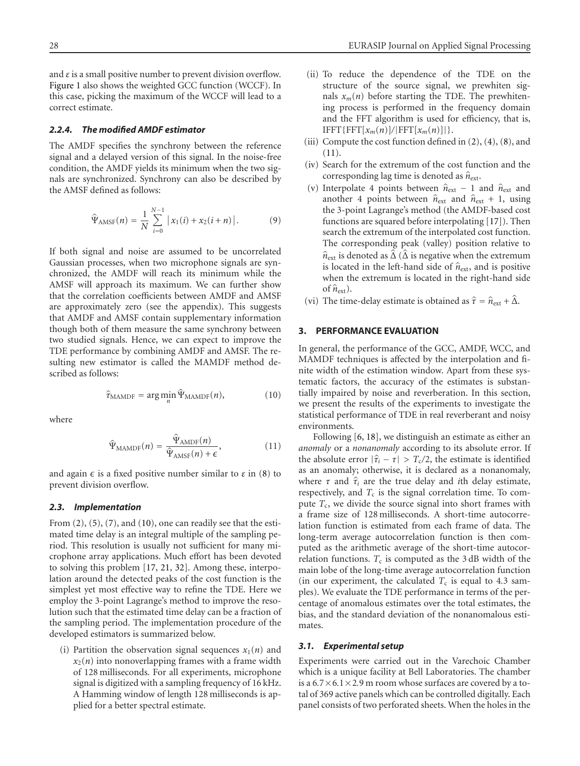and $\varepsilon$ is a small positive number to prevent division overflow. Figure 1 also shows the weighted GCC function (WCCF). In this case, picking the maximum of the WCCF will lead to a correct estimate.

#### *2.2.4. The modified AMDF estimator*

The AMDF specifies the synchrony between the reference signal and a delayed version of this signal. In the noise-free condition, the AMDF yields its minimum when the two signals are synchronized. Synchrony can also be described by the AMSF defined as follows:

$$\hat{\Psi}_{\text{AMSF}}(n) = \frac{1}{N} \sum_{i=0}^{N-1} \left| x_1(i) + x_2(i+n) \right|. \tag{9}$$

If both signal and noise are assumed to be uncorrelated Gaussian processes, when two microphone signals are synchronized, the AMDF will reach its minimum while the AMSF will approach its maximum. We can further show that the correlation coefficients between AMDF and AMSF are approximately zero (see the appendix). This suggests that AMDF and AMSF contain supplementary information though both of them measure the same synchrony between two studied signals. Hence, we can expect to improve the TDE performance by combining AMDF and AMSF. The resulting new estimator is called the MAMDF method described as follows:

$$\hat{\tau}_{\text{MAMDF}} = \arg\min_{n} \hat{\Psi}_{\text{MAMDF}}(n), \tag{10}$$

where

$$\hat{\Psi}_{\text{MAMDF}}(n) = \frac{\hat{\Psi}_{\text{AMDF}}(n)}{\hat{\Psi}_{\text{AMSF}}(n) + \epsilon}, \tag{11}$$

and again $\epsilon$ is a fixed positive number similar to $\varepsilon$ in (8) to prevent division overflow.

### *2.3. Implementation*

From (2), (5), (7), and (10), one can readily see that the estimated time delay is an integral multiple of the sampling period. This resolution is usually not sufficient for many microphone array applications. Much effort has been devoted to solving this problem [17, 21, 32]. Among these, interpolation around the detected peaks of the cost function is the simplest yet most effective way to refine the TDE. Here we employ the 3-point Lagrange's method to improve the resolution such that the estimated time delay can be a fraction of the sampling period. The implementation procedure of the developed estimators is summarized below.

(i) Partition the observation signal sequences $x_1(n)$ and $x_2(n)$ into nonoverlapping frames with a frame width of 128 milliseconds. For all experiments, microphone signal is digitized with a sampling frequency of 16 kHz. A Hamming window of length 128 milliseconds is applied for a better spectral estimate.

(ii) To reduce the dependence of the TDE on the structure of the source signal, we prewhiten signals $x_m(n)$ before starting the TDE. The prewhitening process is performed in the frequency domain and the FFT algorithm is used for efficiency, that is, $\text{IFFT}\{\text{FFT}[x_m(n)]/|\text{FFT}[x_m(n)]|\}$.

(iii) Compute the cost function defined in (2), (4), (8), and (11).

(iv) Search for the extremum of the cost function and the corresponding lag time is denoted as $\hat{n}_{\text{ext}}$.

(v) Interpolate 4 points between $\hat{n}_{\text{ext}} - 1$ and $\hat{n}_{\text{ext}}$ and another 4 points between $\hat{n}_{\text{ext}}$ and $\hat{n}_{\text{ext}} + 1$, using the 3-point Lagrange's method (the AMDF-based cost functions are squared before interpolating [17]). Then search the extremum of the interpolated cost function. The corresponding peak (valley) position relative to $\hat{n}_{\text{ext}}$ is denoted as $\hat{\Delta}$ ($\hat{\Delta}$ is negative when the extremum is located in the left-hand side of $\hat{n}_{\text{ext}}$, and is positive when the extremum is located in the right-hand side of $\hat{n}_{\text{ext}}$).

(vi) The time-delay estimate is obtained as $\hat{\tau} = \hat{n}_{\text{ext}} + \hat{\Delta}$.

## 3. PERFORMANCE EVALUATION

In general, the performance of the GCC, AMDF, WCC, and MAMDF techniques is affected by the interpolation and finite width of the estimation window. Apart from these systematic factors, the accuracy of the estimates is substantially impaired by noise and reverberation. In this section, we present the results of the experiments to investigate the statistical performance of TDE in real reverberant and noisy environments.

Following [6, 18], we distinguish an estimate as either an *anomaly* or a *nonanomaly* according to its absolute error. If the absolute error $|\hat{\tau}_i - \tau| > T_c/2$, the estimate is identified as an anomaly; otherwise, it is declared as a nonanomaly, where $\tau$ and $\hat{\tau}_i$ are the true delay and $i$th delay estimate, respectively, and $T_c$ is the signal correlation time. To compute $T_c$, we divide the source signal into short frames with a frame size of 128 milliseconds. A short-time autocorrelation function is estimated from each frame of data. The long-term average autocorrelation function is then computed as the arithmetic average of the short-time autocorrelation functions. $T_c$ is computed as the 3 dB width of the main lobe of the long-time average autocorrelation function (in our experiment, the calculated $T_c$ is equal to 4.3 samples). We evaluate the TDE performance in terms of the percentage of anomalous estimates over the total estimates, the bias, and the standard deviation of the nonanomalous estimates.

### *3.1. Experimental setup*

Experiments were carried out in the Varechoic Chamber which is a unique facility at Bell Laboratories. The chamber is a $6.7 \times 6.1 \times 2.9$ m room whose surfaces are covered by a total of 369 active panels which can be controlled digitally. Each panel consists of two perforated sheets. When the holes in the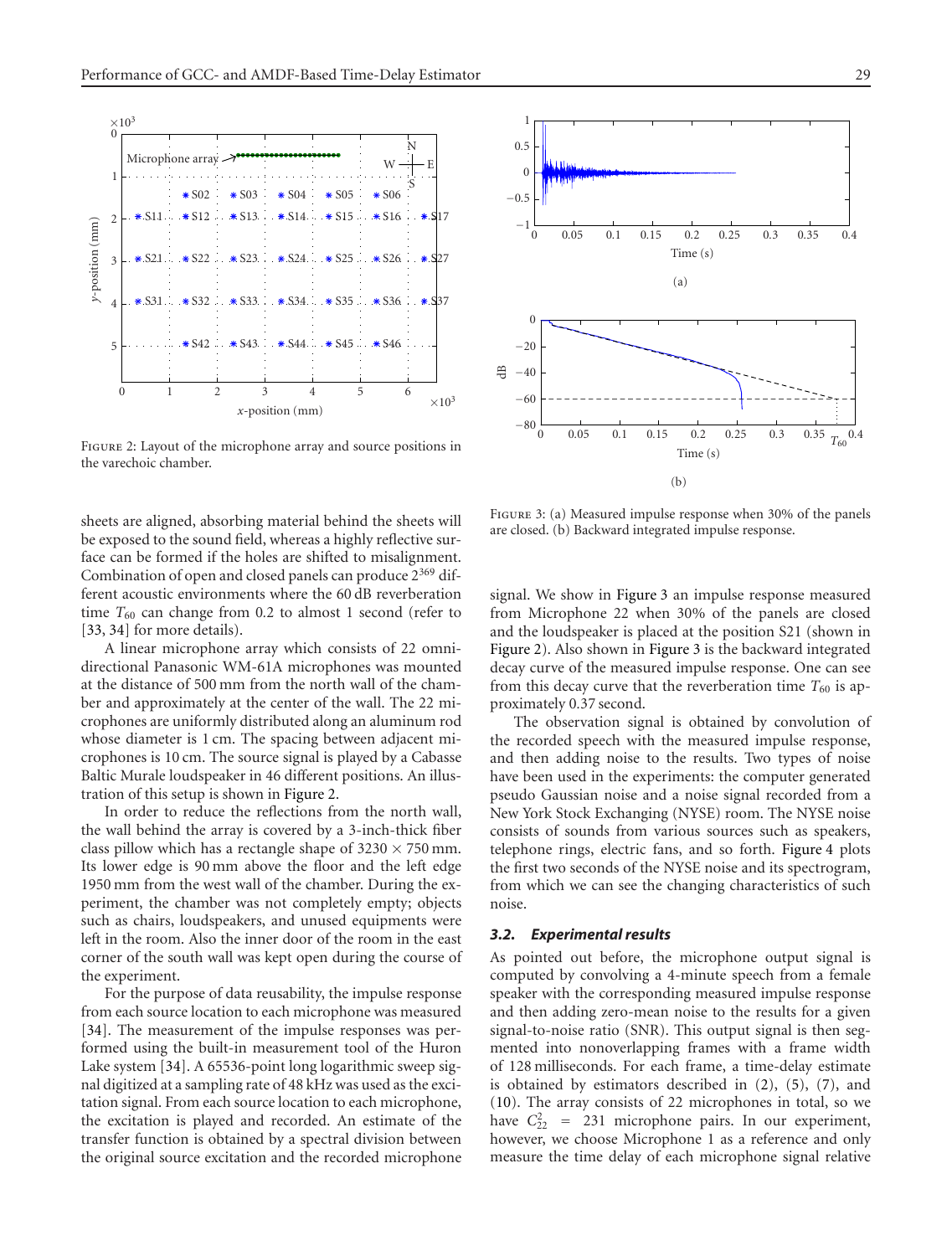Figure 2: Layout of the microphone array and source positions in the varechoic chamber.

Figure 3: (a) Measured impulse response when 30% of the panels are closed. (b) Backward integrated impulse response.

sheets are aligned, absorbing material behind the sheets will be exposed to the sound field, whereas a highly reflective surface can be formed if the holes are shifted to misalignment. Combination of open and closed panels can produce $2^{369}$ different acoustic environments where the 60 dB reverberation time $T_{60}$ can change from 0.2 to almost 1 second (refer to [33, 34] for more details).

A linear microphone array which consists of 22 omnidirectional Panasonic WM-61A microphones was mounted at the distance of 500 mm from the north wall of the chamber and approximately at the center of the wall. The 22 microphones are uniformly distributed along an aluminum rod whose diameter is 1 cm. The spacing between adjacent microphones is 10 cm. The source signal is played by a Cabasse Baltic Murale loudspeaker in 46 different positions. An illustration of this setup is shown in Figure 2.

In order to reduce the reflections from the north wall, the wall behind the array is covered by a 3-inch-thick fiber class pillow which has a rectangle shape of $3230 \times 750$ mm. Its lower edge is 90 mm above the floor and the left edge 1950 mm from the west wall of the chamber. During the experiment, the chamber was not completely empty; objects such as chairs, loudspeakers, and unused equipments were left in the room. Also the inner door of the room in the east corner of the south wall was kept open during the course of the experiment.

For the purpose of data reusability, the impulse response from each source location to each microphone was measured [34]. The measurement of the impulse responses was performed using the built-in measurement tool of the Huron Lake system [34]. A 65536-point long logarithmic sweep signal digitized at a sampling rate of 48 kHz was used as the excitation signal. From each source location to each microphone, the excitation is played and recorded. An estimate of the transfer function is obtained by a spectral division between the original source excitation and the recorded microphone signal. We show in Figure 3 an impulse response measured from Microphone 22 when 30% of the panels are closed and the loudspeaker is placed at the position S21 (shown in Figure 2). Also shown in Figure 3 is the backward integrated decay curve of the measured impulse response. One can see from this decay curve that the reverberation time $T_{60}$ is approximately 0.37 second.

The observation signal is obtained by convolution of the recorded speech with the measured impulse response, and then adding noise to the results. Two types of noise have been used in the experiments: the computer generated pseudo Gaussian noise and a noise signal recorded from a New York Stock Exchanging (NYSE) room. The NYSE noise consists of sounds from various sources such as speakers, telephone rings, electric fans, and so forth. Figure 4 plots the first two seconds of the NYSE noise and its spectrogram, from which we can see the changing characteristics of such noise.

### 3.2. *Experimental results*

As pointed out before, the microphone output signal is computed by convolving a 4-minute speech from a female speaker with the corresponding measured impulse response and then adding zero-mean noise to the results for a given signal-to-noise ratio (SNR). This output signal is then segmented into nonoverlapping frames with a frame width of 128 milliseconds. For each frame, a time-delay estimate is obtained by estimators described in (2), (5), (7), and (10). The array consists of 22 microphones in total, so we have $C_{22}^2 = 231$ microphone pairs. In our experiment, however, we choose Microphone 1 as a reference and only measure the time delay of each microphone signal relative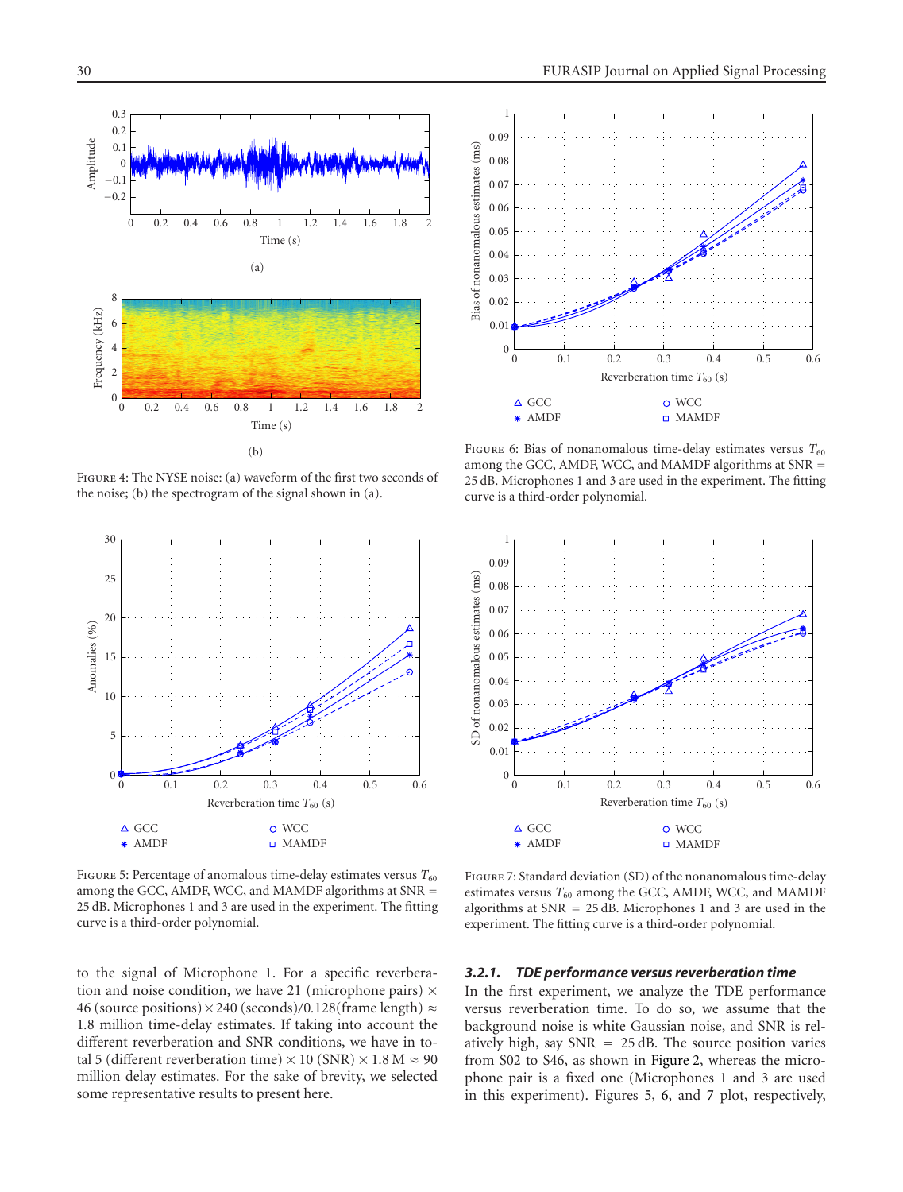FIGURE 4: The NYSE noise: (a) waveform of the first two seconds of the noise; (b) the spectrogram of the signal shown in (a).

FIGURE 5: Percentage of anomalous time-delay estimates versus $T_{60}$ among the GCC, AMDF, WCC, and MAMDF algorithms at SNR = 25 dB. Microphones 1 and 3 are used in the experiment. The fitting curve is a third-order polynomial.

FIGURE 6: Bias of nonanomalous time-delay estimates versus $T_{60}$ among the GCC, AMDF, WCC, and MAMDF algorithms at SNR = 25 dB. Microphones 1 and 3 are used in the experiment. The fitting curve is a third-order polynomial.

FIGURE 7: Standard deviation (SD) of the nonanomalous time-delay estimates versus $T_{60}$ among the GCC, AMDF, WCC, and MAMDF algorithms at SNR = 25 dB. Microphones 1 and 3 are used in the experiment. The fitting curve is a third-order polynomial.

to the signal of Microphone 1. For a specific reverberation and noise condition, we have 21 (microphone pairs) × 46 (source positions) × 240 (seconds)/0.128(frame length) ≈ 1.8 million time-delay estimates. If taking into account the different reverberation and SNR conditions, we have in total 5 (different reverberation time) × 10 (SNR) × 1.8 M ≈ 90 million delay estimates. For the sake of brevity, we selected some representative results to present here.

#### *3.2.1. TDE performance versus reverberation time*

In the first experiment, we analyze the TDE performance versus reverberation time. To do so, we assume that the background noise is white Gaussian noise, and SNR is relatively high, say SNR = 25 dB. The source position varies from S02 to S46, as shown in Figure 2, whereas the microphone pair is a fixed one (Microphones 1 and 3 are used in this experiment). Figures 5, 6, and 7 plot, respectively,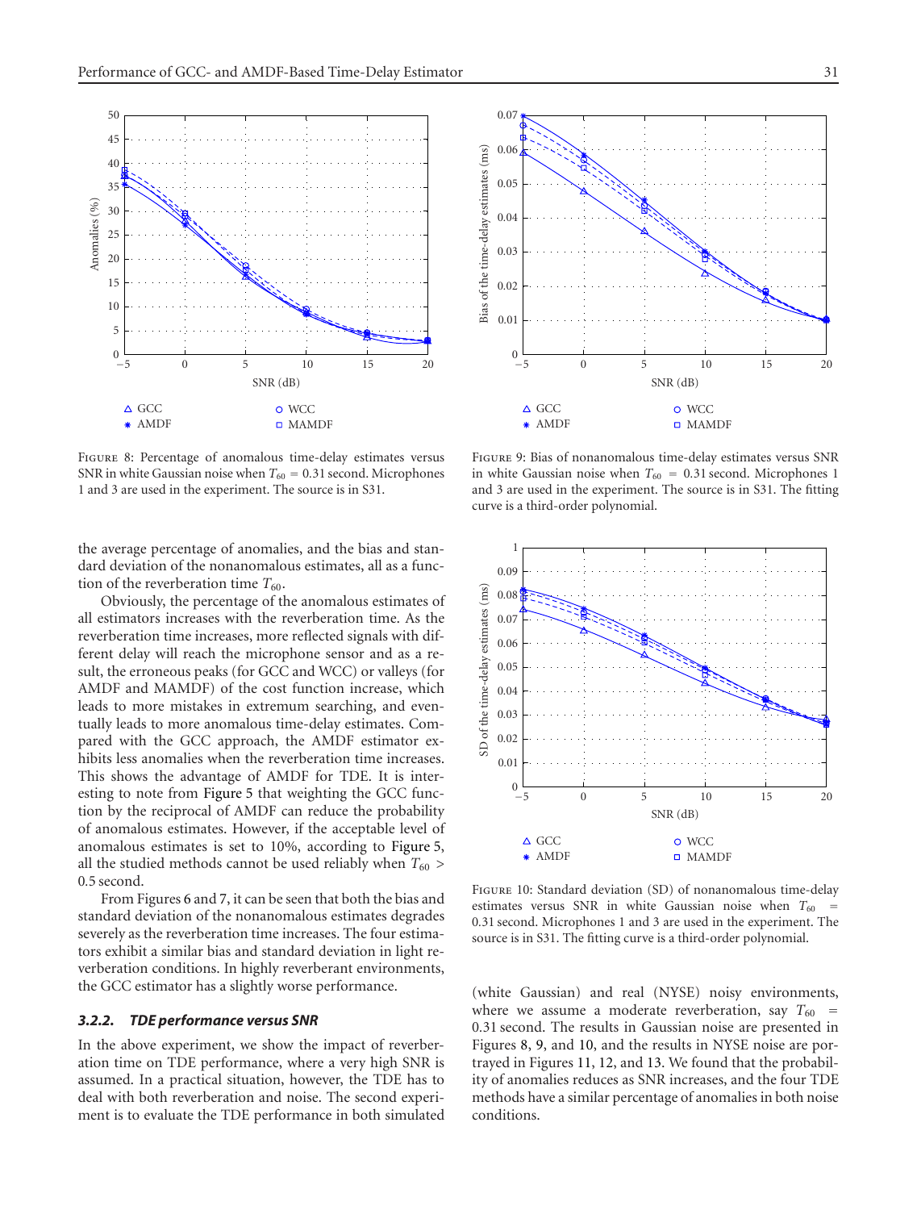Figure 8: Percentage of anomalous time-delay estimates versus SNR in white Gaussian noise when $T_{60} = 0.31$ second. Microphones 1 and 3 are used in the experiment. The source is in S31.

Figure 9: Bias of nonanomalous time-delay estimates versus SNR in white Gaussian noise when $T_{60} = 0.31$ second. Microphones 1 and 3 are used in the experiment. The source is in S31. The fitting curve is a third-order polynomial.

the average percentage of anomalies, and the bias and standard deviation of the nonanomalous estimates, all as a function of the reverberation time $T_{60}$.

Obviously, the percentage of the anomalous estimates of all estimators increases with the reverberation time. As the reverberation time increases, more reflected signals with different delay will reach the microphone sensor and as a result, the erroneous peaks (for GCC and WCC) or valleys (for AMDF and MAMDF) of the cost function increase, which leads to more mistakes in extremum searching, and eventually leads to more anomalous time-delay estimates. Compared with the GCC approach, the AMDF estimator exhibits less anomalies when the reverberation time increases. This shows the advantage of AMDF for TDE. It is interesting to note from Figure 5 that weighting the GCC function by the reciprocal of AMDF can reduce the probability of anomalous estimates. However, if the acceptable level of anomalous estimates is set to 10%, according to Figure 5, all the studied methods cannot be used reliably when $T_{60} > 0.5$ second.

From Figures 6 and 7, it can be seen that both the bias and standard deviation of the nonanomalous estimates degrades severely as the reverberation time increases. The four estimators exhibit a similar bias and standard deviation in light reverberation conditions. In highly reverberant environments, the GCC estimator has a slightly worse performance.

#### 3.2.2. *TDE performance versus SNR*

In the above experiment, we show the impact of reverberation time on TDE performance, where a very high SNR is assumed. In a practical situation, however, the TDE has to deal with both reverberation and noise. The second experiment is to evaluate the TDE performance in both simulated (white Gaussian) and real (NYSE) noisy environments, where we assume a moderate reverberation, say $T_{60} = 0.31$ second. The results in Gaussian noise are presented in Figures 8, 9, and 10, and the results in NYSE noise are portrayed in Figures 11, 12, and 13. We found that the probability of anomalies reduces as SNR increases, and the four TDE methods have a similar percentage of anomalies in both noise conditions.

Figure 10: Standard deviation (SD) of nonanomalous time-delay estimates versus SNR in white Gaussian noise when $T_{60} = 0.31$ second. Microphones 1 and 3 are used in the experiment. The source is in S31. The fitting curve is a third-order polynomial.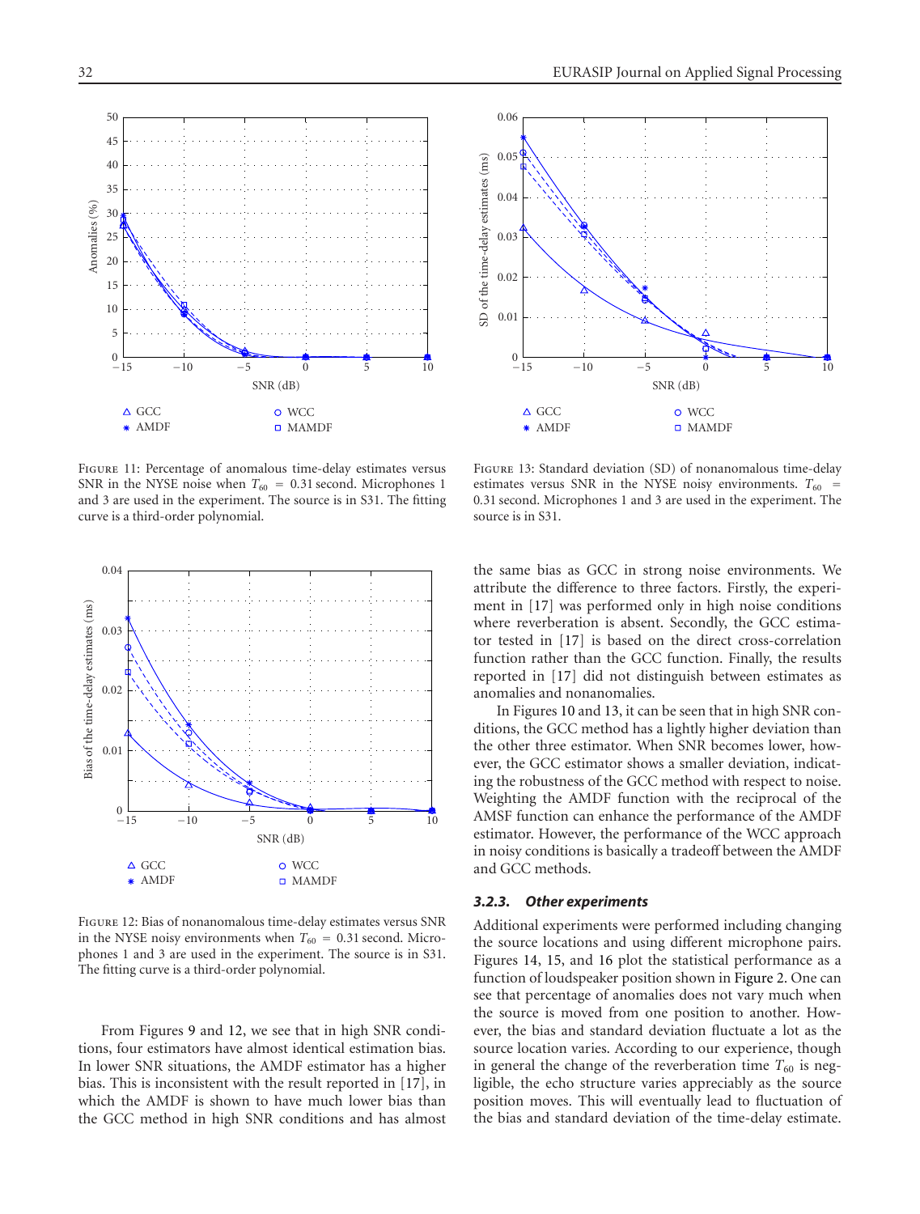Figure 11: Percentage of anomalous time-delay estimates versus SNR in the NYSE noise when $T_{60} = 0.31$ second. Microphones 1 and 3 are used in the experiment. The source is in S31. The fitting curve is a third-order polynomial.

Figure 13: Standard deviation (SD) of nonanomalous time-delay estimates versus SNR in the NYSE noisy environments. $T_{60} = 0.31$ second. Microphones 1 and 3 are used in the experiment. The source is in S31.

Figure 12: Bias of nonanomalous time-delay estimates versus SNR in the NYSE noisy environments when $T_{60} = 0.31$ second. Microphones 1 and 3 are used in the experiment. The source is in S31. The fitting curve is a third-order polynomial.

From Figures 9 and 12, we see that in high SNR conditions, four estimators have almost identical estimation bias. In lower SNR situations, the AMDF estimator has a higher bias. This is inconsistent with the result reported in [17], in which the AMDF is shown to have much lower bias than the GCC method in high SNR conditions and has almost the same bias as GCC in strong noise environments. We attribute the difference to three factors. Firstly, the experiment in [17] was performed only in high noise conditions where reverberation is absent. Secondly, the GCC estimator tested in [17] is based on the direct cross-correlation function rather than the GCC function. Finally, the results reported in [17] did not distinguish between estimates as anomalies and nonanomalies.

In Figures 10 and 13, it can be seen that in high SNR conditions, the GCC method has a lightly higher deviation than the other three estimator. When SNR becomes lower, however, the GCC estimator shows a smaller deviation, indicating the robustness of the GCC method with respect to noise. Weighting the AMDF function with the reciprocal of the AMSF function can enhance the performance of the AMDF estimator. However, the performance of the WCC approach in noisy conditions is basically a tradeoff between the AMDF and GCC methods.

### *3.2.3. Other experiments*

Additional experiments were performed including changing the source locations and using different microphone pairs. Figures 14, 15, and 16 plot the statistical performance as a function of loudspeaker position shown in Figure 2. One can see that percentage of anomalies does not vary much when the source is moved from one position to another. However, the bias and standard deviation fluctuate a lot as the source location varies. According to our experience, though in general the change of the reverberation time $T_{60}$ is negligible, the echo structure varies appreciably as the source position moves. This will eventually lead to fluctuation of the bias and standard deviation of the time-delay estimate.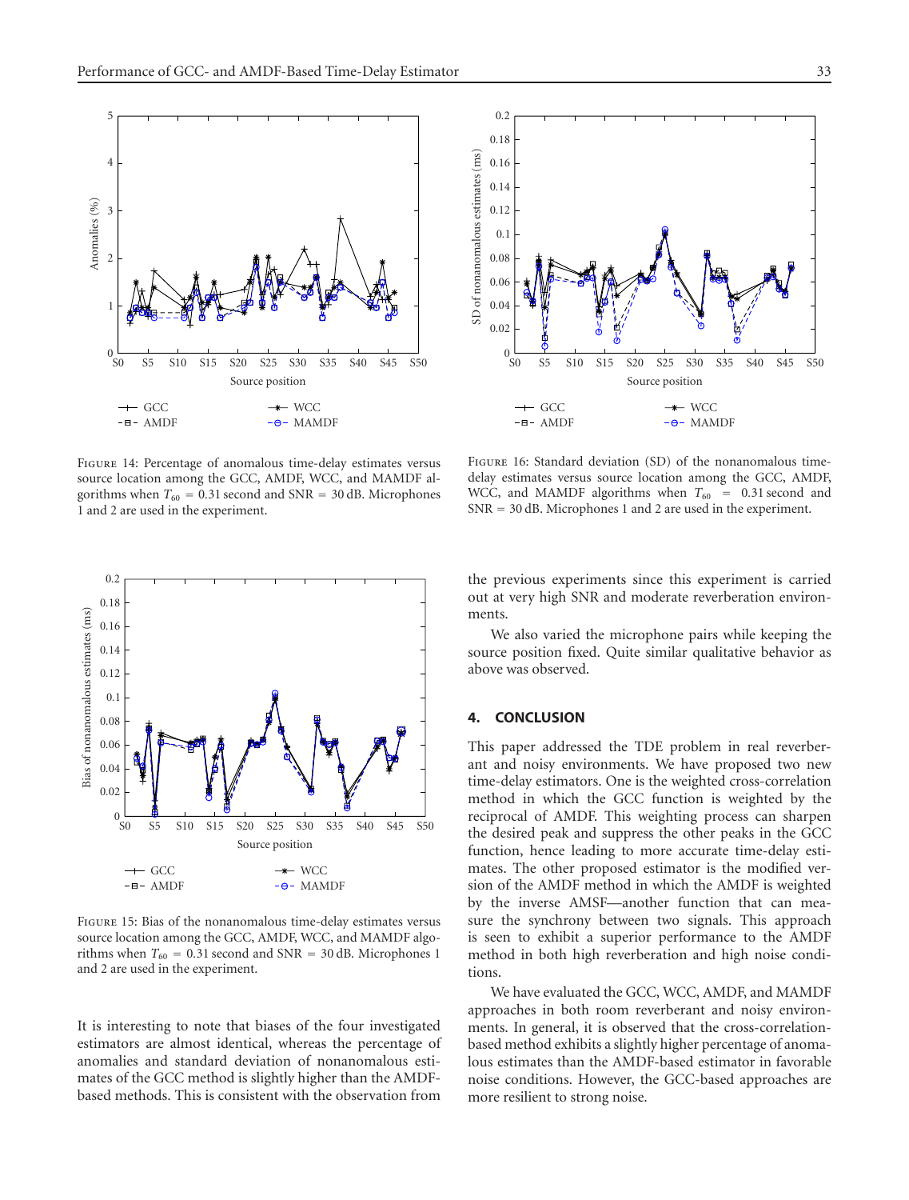Figure 14: Percentage of anomalous time-delay estimates versus source location among the GCC, AMDF, WCC, and MAMDF algorithms when $T_{60} = 0.31$ second and SNR = 30 dB. Microphones 1 and 2 are used in the experiment.

Figure 15: Bias of the nonanomalous time-delay estimates versus source location among the GCC, AMDF, WCC, and MAMDF algorithms when $T_{60} = 0.31$ second and SNR = 30 dB. Microphones 1 and 2 are used in the experiment.

It is interesting to note that biases of the four investigated estimators are almost identical, whereas the percentage of anomalies and standard deviation of nonanomalous estimates of the GCC method is slightly higher than the AMDF-based methods. This is consistent with the observation from the previous experiments since this experiment is carried out at very high SNR and moderate reverberation environments.

We also varied the microphone pairs while keeping the source position fixed. Quite similar qualitative behavior as above was observed.

Figure 16: Standard deviation (SD) of the nonanomalous time-delay estimates versus source location among the GCC, AMDF, WCC, and MAMDF algorithms when $T_{60} = 0.31$ second and SNR = 30 dB. Microphones 1 and 2 are used in the experiment.

## 4. CONCLUSION

This paper addressed the TDE problem in real reverberant and noisy environments. We have proposed two new time-delay estimators. One is the weighted cross-correlation method in which the GCC function is weighted by the reciprocal of AMDF. This weighting process can sharpen the desired peak and suppress the other peaks in the GCC function, hence leading to more accurate time-delay estimates. The other proposed estimator is the modified version of the AMDF method in which the AMDF is weighted by the inverse AMSF—another function that can measure the synchrony between two signals. This approach is seen to exhibit a superior performance to the AMDF method in both high reverberation and high noise conditions.

We have evaluated the GCC, WCC, AMDF, and MAMDF approaches in both room reverberant and noisy environments. In general, it is observed that the cross-correlation-based method exhibits a slightly higher percentage of anomalous estimates than the AMDF-based estimator in favorable noise conditions. However, the GCC-based approaches are more resilient to strong noise.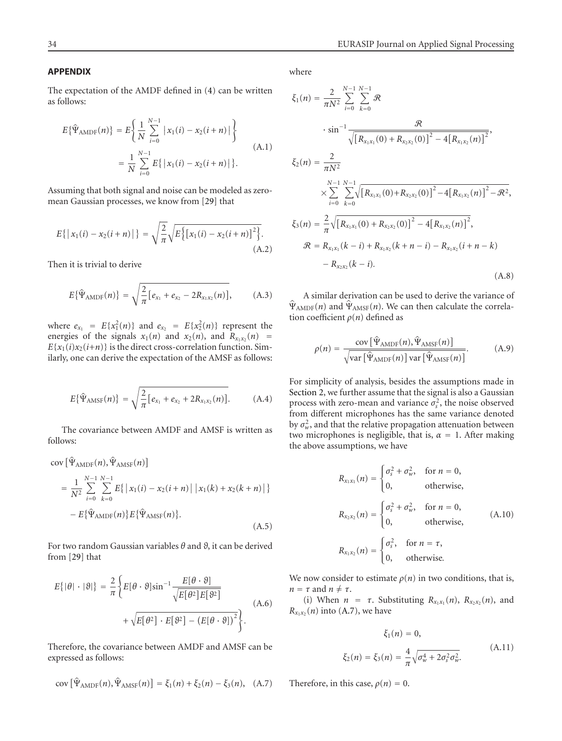## APPENDIX

The expectation of the AMDF defined in (4) can be written as follows:

$$E\{\widehat{\Psi}_{\text{AMDF}}(n)\} = E\left\{\frac{1}{N}\sum_{i=0}^{N-1}\left|x_1(i) - x_2(i+n)\right|\right\} = \frac{1}{N}\sum_{i=0}^{N-1}E\{\left|x_1(i) - x_2(i+n)\right|\}. \tag{A.1}$$

Assuming that both signal and noise can be modeled as zero-mean Gaussian processes, we know from [29] that

$$E\{\left|x_1(i) - x_2(i+n)\right|\} = \sqrt{\frac{2}{\pi}}\sqrt{E\left\{\left[x_1(i) - x_2(i+n)\right]^2\right\}}. \tag{A.2}$$

Then it is trivial to derive

$$E\{\widehat{\Psi}_{\text{AMDF}}(n)\} = \sqrt{\frac{2}{\pi}\left[e_{x_1} + e_{x_2} - 2R_{x_1x_2}(n)\right]}, \tag{A.3}$$

where $e_{x_1} = E\{x_1^2(n)\}$ and $e_{x_2} = E\{x_2^2(n)\}$ represent the energies of the signals $x_1(n)$ and $x_2(n)$, and $R_{x_1x_2}(n) = E\{x_1(i)x_2(i+n)\}$ is the direct cross-correlation function. Similarly, one can derive the expectation of the AMSF as follows:

$$E\{\widehat{\Psi}_{\text{AMSF}}(n)\} = \sqrt{\frac{2}{\pi}\left[e_{x_1} + e_{x_2} + 2R_{x_1x_2}(n)\right]}. \tag{A.4}$$

The covariance between AMDF and AMSF is written as follows:

$$\begin{aligned}\operatorname{cov}\left[\widehat{\Psi}_{\text{AMDF}}(n), \widehat{\Psi}_{\text{AMSF}}(n)\right] &= \frac{1}{N^2}\sum_{i=0}^{N-1}\sum_{k=0}^{N-1}E\{\left|x_1(i) - x_2(i+n)\right|\left|x_1(k) + x_2(k+n)\right|\} \\ &\quad - E\{\widehat{\Psi}_{\text{AMDF}}(n)\}E\{\widehat{\Psi}_{\text{AMSF}}(n)\}.\end{aligned} \tag{A.5}$$

For two random Gaussian variables $\theta$ and $\vartheta$, it can be derived from [29] that

$$E\{|\theta|\cdot|\vartheta|\} = \frac{2}{\pi}\left\{E[\theta\cdot\vartheta]\sin^{-1}\frac{E[\theta\cdot\vartheta]}{\sqrt{E[\theta^2]E[\vartheta^2]}} + \sqrt{E[\theta^2]\cdot E[\vartheta^2] - \left(E[\theta\cdot\vartheta]\right)^2}\right\}. \tag{A.6}$$

Therefore, the covariance between AMDF and AMSF can be expressed as follows:

$$\operatorname{cov}\left[\widehat{\Psi}_{\text{AMDF}}(n), \widehat{\Psi}_{\text{AMSF}}(n)\right] = \xi_1(n) + \xi_2(n) - \xi_3(n), \tag{A.7}$$

where

$$\begin{aligned}\xi_1(n) &= \frac{2}{\pi N^2}\sum_{i=0}^{N-1}\sum_{k=0}^{N-1}\mathcal{R}\cdot\sin^{-1}\frac{\mathcal{R}}{\sqrt{\left[R_{x_1x_1}(0) + R_{x_2x_2}(0)\right]^2 - 4\left[R_{x_1x_2}(n)\right]^2}}, \\ \xi_2(n) &= \frac{2}{\pi N^2}\times\sum_{i=0}^{N-1}\sum_{k=0}^{N-1}\sqrt{\left[R_{x_1x_1}(0) + R_{x_2x_2}(0)\right]^2 - 4\left[R_{x_1x_2}(n)\right]^2 - \mathcal{R}^2}, \\ \xi_3(n) &= \frac{2}{\pi}\sqrt{\left[R_{x_1x_1}(0) + R_{x_2x_2}(0)\right]^2 - 4\left[R_{x_1x_2}(n)\right]^2}, \\ \mathcal{R} &= R_{x_1x_1}(k-i) + R_{x_1x_2}(k+n-i) - R_{x_1x_2}(i+n-k) - R_{x_2x_2}(k-i).\end{aligned} \tag{A.8}$$

A similar derivation can be used to derive the variance of $\widehat{\Psi}_{\text{AMDF}}(n)$ and $\widehat{\Psi}_{\text{AMSF}}(n)$. We can then calculate the correlation coefficient $\rho(n)$ defined as

$$\rho(n) = \frac{\operatorname{cov}\left[\widehat{\Psi}_{\text{AMDF}}(n), \widehat{\Psi}_{\text{AMSF}}(n)\right]}{\sqrt{\operatorname{var}\left[\widehat{\Psi}_{\text{AMDF}}(n)\right]\operatorname{var}\left[\widehat{\Psi}_{\text{AMSF}}(n)\right]}}. \tag{A.9}$$

For simplicity of analysis, besides the assumptions made in Section 2, we further assume that the signal is also a Gaussian process with zero-mean and variance $\sigma_s^2$, the noise observed from different microphones has the same variance denoted by $\sigma_w^2$, and that the relative propagation attenuation between two microphones is negligible, that is, $\alpha = 1$. After making the above assumptions, we have

$$\begin{aligned}R_{x_1x_1}(n) &= \begin{cases}\sigma_s^2 + \sigma_w^2, & \text{for } n = 0,\\ 0, & \text{otherwise},\end{cases} \\ R_{x_2x_2}(n) &= \begin{cases}\sigma_s^2 + \sigma_w^2, & \text{for } n = 0,\\ 0, & \text{otherwise},\end{cases} \\ R_{x_1x_2}(n) &= \begin{cases}\sigma_s^2, & \text{for } n = \tau,\\ 0, & \text{otherwise}.\end{cases}\end{aligned} \tag{A.10}$$

We now consider to estimate $\rho(n)$ in two conditions, that is, $n = \tau$ and $n \neq \tau$.

(i) When $n = \tau$. Substituting $R_{x_1x_1}(n)$, $R_{x_2x_2}(n)$, and $R_{x_1x_2}(n)$ into (A.7), we have

$$\begin{aligned}\xi_1(n) &= 0, \\ \xi_2(n) = \xi_3(n) &= \frac{4}{\pi}\sqrt{\sigma_w^4 + 2\sigma_s^2\sigma_w^2}.\end{aligned} \tag{A.11}$$

Therefore, in this case, $\rho(n) = 0$.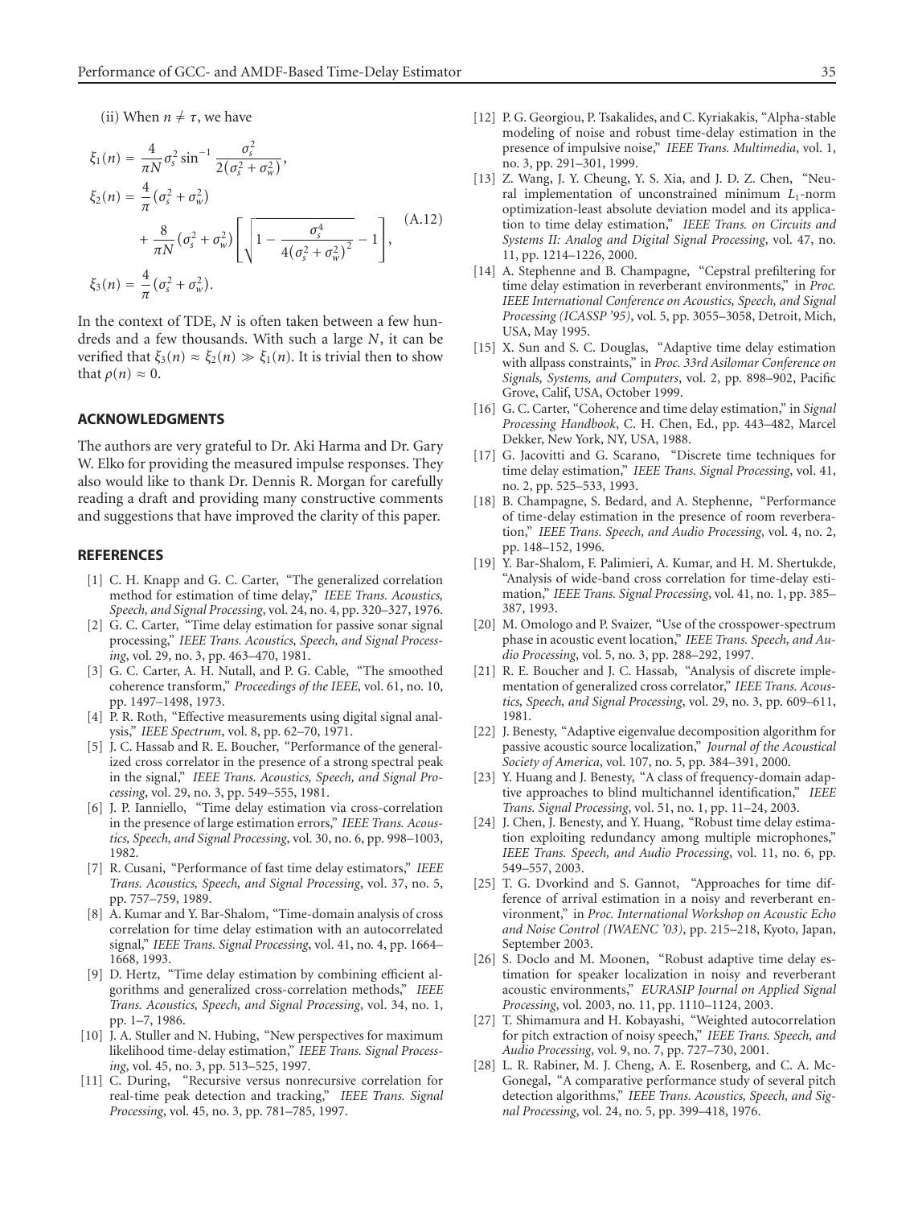(ii) When $n \neq \tau$, we have

$$
\begin{aligned}
\xi_1(n) &= \frac{4}{\pi N}\sigma_s^2 \sin^{-1}\frac{\sigma_s^2}{2(\sigma_s^2+\sigma_w^2)}, \\
\xi_2(n) &= \frac{4}{\pi}(\sigma_s^2+\sigma_w^2) \\
&\quad + \frac{8}{\pi N}(\sigma_s^2+\sigma_w^2)\left[\sqrt{1-\frac{\sigma_s^4}{4(\sigma_s^2+\sigma_w^2)^2}}-1\right], \\
\xi_3(n) &= \frac{4}{\pi}(\sigma_s^2+\sigma_w^2).
\end{aligned}
\tag{A.12}
$$

In the context of TDE, $N$ is often taken between a few hundreds and a few thousands. With such a large $N$, it can be verified that $\xi_3(n) \approx \xi_2(n) \gg \xi_1(n)$. It is trivial then to show that $\rho(n) \approx 0$.

## ACKNOWLEDGMENTS

The authors are very grateful to Dr. Aki Harma and Dr. Gary W. Elko for providing the measured impulse responses. They also would like to thank Dr. Dennis R. Morgan for carefully reading a draft and providing many constructive comments and suggestions that have improved the clarity of this paper.

## REFERENCES

[1] C. H. Knapp and G. C. Carter, "The generalized correlation method for estimation of time delay," *IEEE Trans. Acoustics, Speech, and Signal Processing*, vol. 24, no. 4, pp. 320–327, 1976.

[2] G. C. Carter, "Time delay estimation for passive sonar signal processing," *IEEE Trans. Acoustics, Speech, and Signal Processing*, vol. 29, no. 3, pp. 463–470, 1981.

[3] G. C. Carter, A. H. Nutall, and P. G. Cable, "The smoothed coherence transform," *Proceedings of the IEEE*, vol. 61, no. 10, pp. 1497–1498, 1973.

[4] P. R. Roth, "Effective measurements using digital signal analysis," *IEEE Spectrum*, vol. 8, pp. 62–70, 1971.

[5] J. C. Hassab and R. E. Boucher, "Performance of the generalized cross correlator in the presence of a strong spectral peak in the signal," *IEEE Trans. Acoustics, Speech, and Signal Processing*, vol. 29, no. 3, pp. 549–555, 1981.

[6] J. P. Ianniello, "Time delay estimation via cross-correlation in the presence of large estimation errors," *IEEE Trans. Acoustics, Speech, and Signal Processing*, vol. 30, no. 6, pp. 998–1003, 1982.

[7] R. Cusani, "Performance of fast time delay estimators," *IEEE Trans. Acoustics, Speech, and Signal Processing*, vol. 37, no. 5, pp. 757–759, 1989.

[8] A. Kumar and Y. Bar-Shalom, "Time-domain analysis of cross correlation for time delay estimation with an autocorrelated signal," *IEEE Trans. Signal Processing*, vol. 41, no. 4, pp. 1664–1668, 1993.

[9] D. Hertz, "Time delay estimation by combining efficient algorithms and generalized cross-correlation methods," *IEEE Trans. Acoustics, Speech, and Signal Processing*, vol. 34, no. 1, pp. 1–7, 1986.

[10] J. A. Stuller and N. Hubing, "New perspectives for maximum likelihood time-delay estimation," *IEEE Trans. Signal Processing*, vol. 45, no. 3, pp. 513–525, 1997.

[11] C. During, "Recursive versus nonrecursive correlation for real-time peak detection and tracking," *IEEE Trans. Signal Processing*, vol. 45, no. 3, pp. 781–785, 1997.

[12] P. G. Georgiou, P. Tsakalides, and C. Kyriakakis, "Alpha-stable modeling of noise and robust time-delay estimation in the presence of impulsive noise," *IEEE Trans. Multimedia*, vol. 1, no. 3, pp. 291–301, 1999.

[13] Z. Wang, J. Y. Cheung, Y. S. Xia, and J. D. Z. Chen, "Neural implementation of unconstrained minimum $L_1$-norm optimization-least absolute deviation model and its application to time delay estimation," *IEEE Trans. on Circuits and Systems II: Analog and Digital Signal Processing*, vol. 47, no. 11, pp. 1214–1226, 2000.

[14] A. Stephenne and B. Champagne, "Cepstral prefiltering for time delay estimation in reverberant environments," in *Proc. IEEE International Conference on Acoustics, Speech, and Signal Processing (ICASSP '95)*, vol. 5, pp. 3055–3058, Detroit, Mich, USA, May 1995.

[15] X. Sun and S. C. Douglas, "Adaptive time delay estimation with allpass constraints," in *Proc. 33rd Asilomar Conference on Signals, Systems, and Computers*, vol. 2, pp. 898–902, Pacific Grove, Calif, USA, October 1999.

[16] G. C. Carter, "Coherence and time delay estimation," in *Signal Processing Handbook*, C. H. Chen, Ed., pp. 443–482, Marcel Dekker, New York, NY, USA, 1988.

[17] G. Jacovitti and G. Scarano, "Discrete time techniques for time delay estimation," *IEEE Trans. Signal Processing*, vol. 41, no. 2, pp. 525–533, 1993.

[18] B. Champagne, S. Bedard, and A. Stephenne, "Performance of time-delay estimation in the presence of room reverberation," *IEEE Trans. Speech, and Audio Processing*, vol. 4, no. 2, pp. 148–152, 1996.

[19] Y. Bar-Shalom, F. Palimieri, A. Kumar, and H. M. Shertukde, "Analysis of wide-band cross correlation for time-delay estimation," *IEEE Trans. Signal Processing*, vol. 41, no. 1, pp. 385–387, 1993.

[20] M. Omologo and P. Svaizer, "Use of the crosspower-spectrum phase in acoustic event location," *IEEE Trans. Speech, and Audio Processing*, vol. 5, no. 3, pp. 288–292, 1997.

[21] R. E. Boucher and J. C. Hassab, "Analysis of discrete implementation of generalized cross correlator," *IEEE Trans. Acoustics, Speech, and Signal Processing*, vol. 29, no. 3, pp. 609–611, 1981.

[22] J. Benesty, "Adaptive eigenvalue decomposition algorithm for passive acoustic source localization," *Journal of the Acoustical Society of America*, vol. 107, no. 5, pp. 384–391, 2000.

[23] Y. Huang and J. Benesty, "A class of frequency-domain adaptive approaches to blind multichannel identification," *IEEE Trans. Signal Processing*, vol. 51, no. 1, pp. 11–24, 2003.

[24] J. Chen, J. Benesty, and Y. Huang, "Robust time delay estimation exploiting redundancy among multiple microphones," *IEEE Trans. Speech, and Audio Processing*, vol. 11, no. 6, pp. 549–557, 2003.

[25] T. G. Dvorkind and S. Gannot, "Approaches for time difference of arrival estimation in a noisy and reverberant environment," in *Proc. International Workshop on Acoustic Echo and Noise Control (IWAENC '03)*, pp. 215–218, Kyoto, Japan, September 2003.

[26] S. Doclo and M. Moonen, "Robust adaptive time delay estimation for speaker localization in noisy and reverberant acoustic environments," *EURASIP Journal on Applied Signal Processing*, vol. 2003, no. 11, pp. 1110–1124, 2003.

[27] T. Shimamura and H. Kobayashi, "Weighted autocorrelation for pitch extraction of noisy speech," *IEEE Trans. Speech, and Audio Processing*, vol. 9, no. 7, pp. 727–730, 2001.

[28] L. R. Rabiner, M. J. Cheng, A. E. Rosenberg, and C. A. McGonegal, "A comparative performance study of several pitch detection algorithms," *IEEE Trans. Acoustics, Speech, and Signal Processing*, vol. 24, no. 5, pp. 399–418, 1976.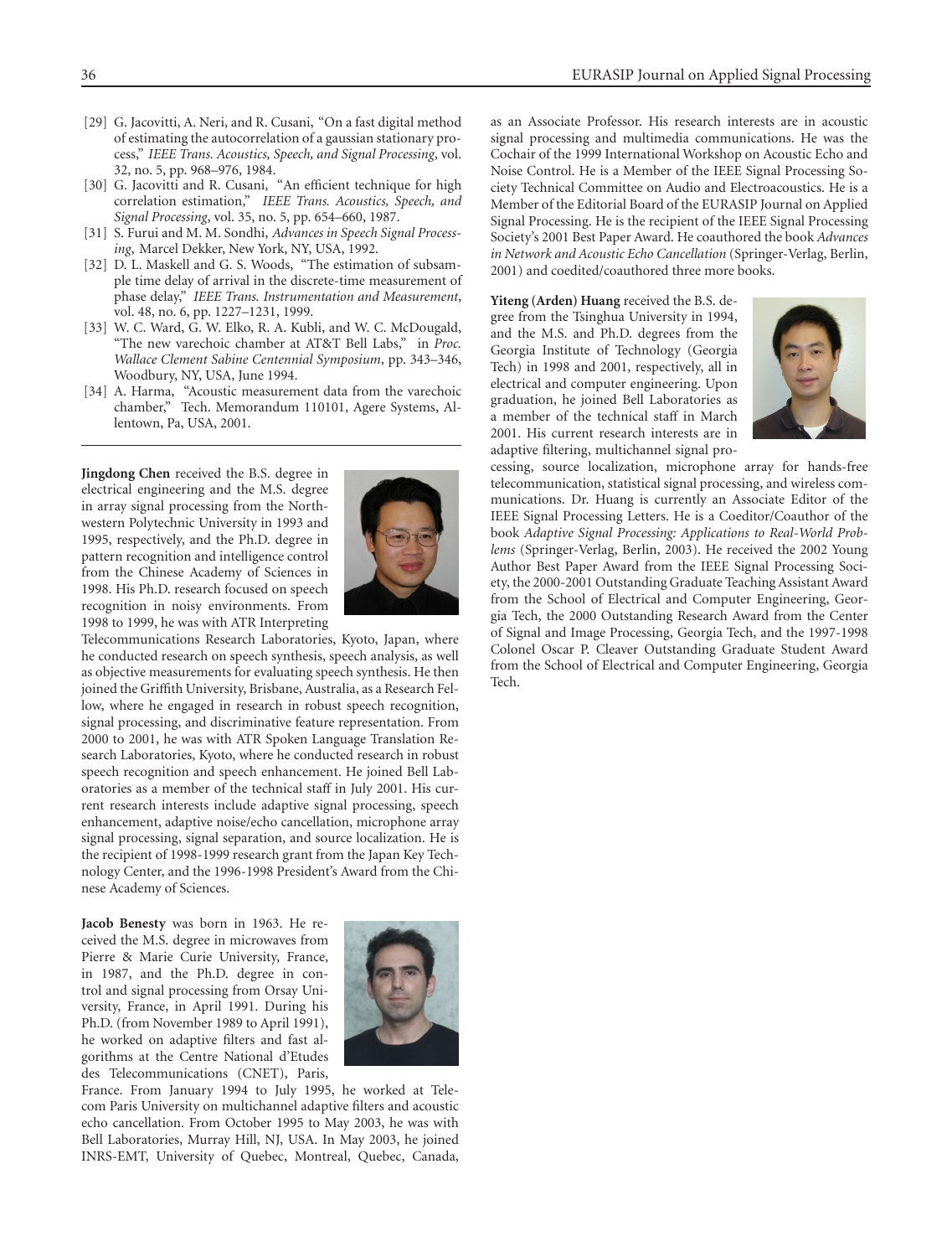[29] G. Jacovitti, A. Neri, and R. Cusani, "On a fast digital method of estimating the autocorrelation of a gaussian stationary process," *IEEE Trans. Acoustics, Speech, and Signal Processing*, vol. 32, no. 5, pp. 968–976, 1984.

[30] G. Jacovitti and R. Cusani, "An efficient technique for high correlation estimation," *IEEE Trans. Acoustics, Speech, and Signal Processing*, vol. 35, no. 5, pp. 654–660, 1987.

[31] S. Furui and M. M. Sondhi, *Advances in Speech Signal Processing*, Marcel Dekker, New York, NY, USA, 1992.

[32] D. L. Maskell and G. S. Woods, "The estimation of subsample time delay of arrival in the discrete-time measurement of phase delay," *IEEE Trans. Instrumentation and Measurement*, vol. 48, no. 6, pp. 1227–1231, 1999.

[33] W. C. Ward, G. W. Elko, R. A. Kubli, and W. C. McDougald, "The new varechoic chamber at AT&T Bell Labs," in *Proc. Wallace Clement Sabine Centennial Symposium*, pp. 343–346, Woodbury, NY, USA, June 1994.

[34] A. Harma, "Acoustic measurement data from the varechoic chamber," Tech. Memorandum 110101, Agere Systems, Allentown, Pa, USA, 2001.

**Jingdong Chen** received the B.S. degree in electrical engineering and the M.S. degree in array signal processing from the Northwestern Polytechnic University in 1993 and 1995, respectively, and the Ph.D. degree in pattern recognition and intelligence control from the Chinese Academy of Sciences in 1998. His Ph.D. research focused on speech recognition in noisy environments. From 1998 to 1999, he was with ATR Interpreting Telecommunications Research Laboratories, Kyoto, Japan, where he conducted research on speech synthesis, speech analysis, as well as objective measurements for evaluating speech synthesis. He then joined the Griffith University, Brisbane, Australia, as a Research Fellow, where he engaged in research in robust speech recognition, signal processing, and discriminative feature representation. From 2000 to 2001, he was with ATR Spoken Language Translation Research Laboratories, Kyoto, where he conducted research in robust speech recognition and speech enhancement. He joined Bell Laboratories as a member of the technical staff in July 2001. His current research interests include adaptive signal processing, speech enhancement, adaptive noise/echo cancellation, microphone array signal processing, signal separation, and source localization. He is the recipient of 1998-1999 research grant from the Japan Key Technology Center, and the 1996-1998 President's Award from the Chinese Academy of Sciences.

**Jacob Benesty** was born in 1963. He received the M.S. degree in microwaves from Pierre & Marie Curie University, France, in 1987, and the Ph.D. degree in control and signal processing from Orsay University, France, in April 1991. During his Ph.D. (from November 1989 to April 1991), he worked on adaptive filters and fast algorithms at the Centre National d'Etudes des Telecommunications (CNET), Paris, France. From January 1994 to July 1995, he worked at Telecom Paris University on multichannel adaptive filters and acoustic echo cancellation. From October 1995 to May 2003, he was with Bell Laboratories, Murray Hill, NJ, USA. In May 2003, he joined INRS-EMT, University of Quebec, Montreal, Quebec, Canada, as an Associate Professor. His research interests are in acoustic signal processing and multimedia communications. He was the Cochair of the 1999 International Workshop on Acoustic Echo and Noise Control. He is a Member of the IEEE Signal Processing Society Technical Committee on Audio and Electroacoustics. He is a Member of the Editorial Board of the EURASIP Journal on Applied Signal Processing. He is the recipient of the IEEE Signal Processing Society's 2001 Best Paper Award. He coauthored the book *Advances in Network and Acoustic Echo Cancellation* (Springer-Verlag, Berlin, 2001) and coedited/coauthored three more books.

**Yiteng (Arden) Huang** received the B.S. degree from the Tsinghua University in 1994, and the M.S. and Ph.D. degrees from the Georgia Institute of Technology (Georgia Tech) in 1998 and 2001, respectively, all in electrical and computer engineering. Upon graduation, he joined Bell Laboratories as a member of the technical staff in March 2001. His current research interests are in adaptive filtering, multichannel signal processing, source localization, microphone array for hands-free telecommunication, statistical signal processing, and wireless communications. Dr. Huang is currently an Associate Editor of the IEEE Signal Processing Letters. He is a Coeditor/Coauthor of the book *Adaptive Signal Processing: Applications to Real-World Problems* (Springer-Verlag, Berlin, 2003). He received the 2002 Young Author Best Paper Award from the IEEE Signal Processing Society, the 2000-2001 Outstanding Graduate Teaching Assistant Award from the School of Electrical and Computer Engineering, Georgia Tech, the 2000 Outstanding Research Award from the Center of Signal and Image Processing, Georgia Tech, and the 1997-1998 Colonel Oscar P. Cleaver Outstanding Graduate Student Award from the School of Electrical and Computer Engineering, Georgia Tech.